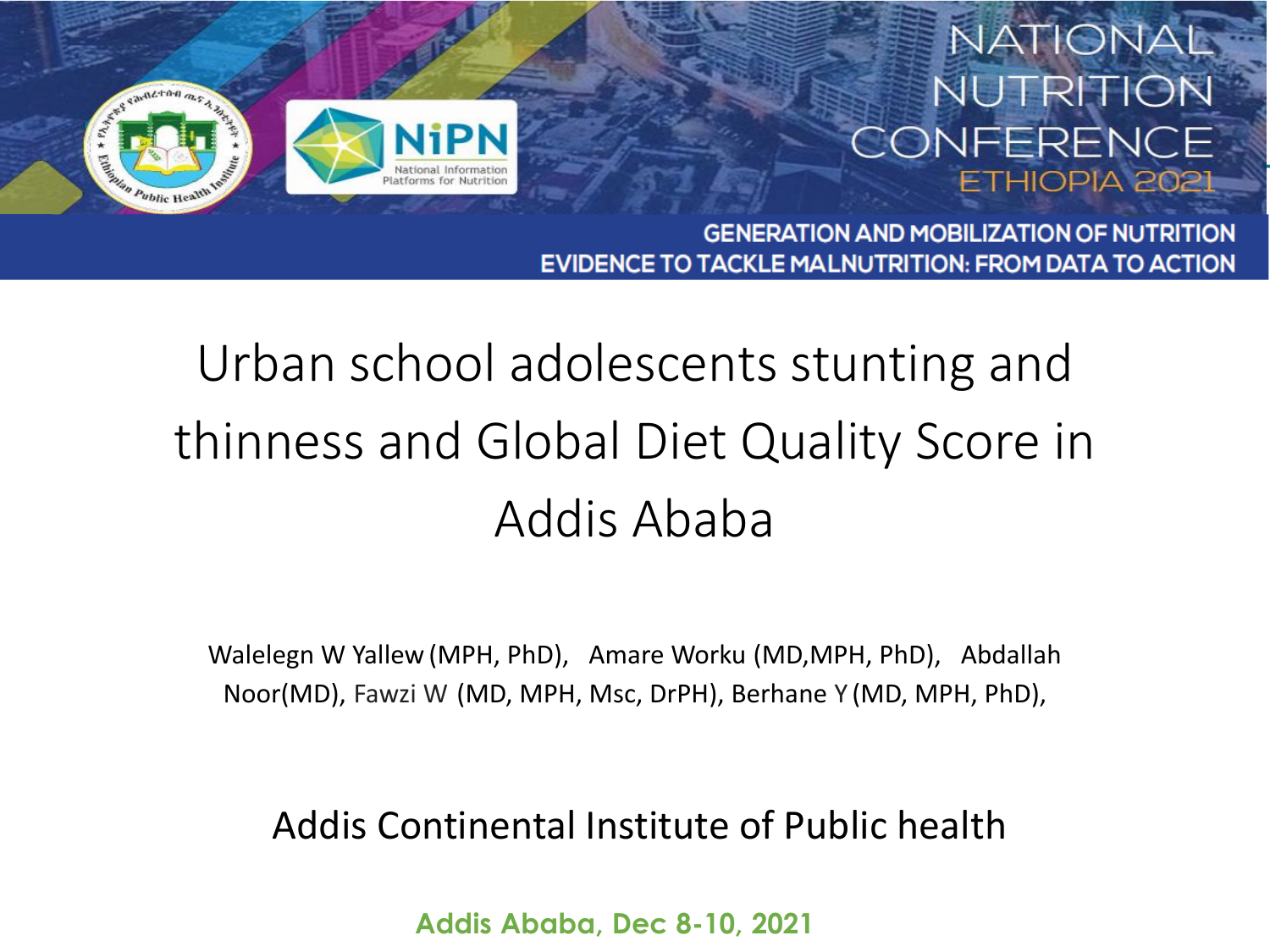NATIONAL NUTRITION CONFERENCE ETHIOPIA 2021

GENERATION AND MOBILIZATION OF NUTRITION EVIDENCE TO TACKLE MALNUTRITION: FROM DATA TO ACTION

# Urban school adolescents stunting and thinness and Global Diet Quality Score in Addis Ababa

Walelegn W Yallew (MPH, PhD), Amare Worku (MD,MPH, PhD), Abdallah Noor(MD), Fawzi W (MD, MPH, Msc, DrPH), Berhane Y (MD, MPH, PhD),

Addis Continental Institute of Public health

**Addis Ababa, Dec 8-10, 2021**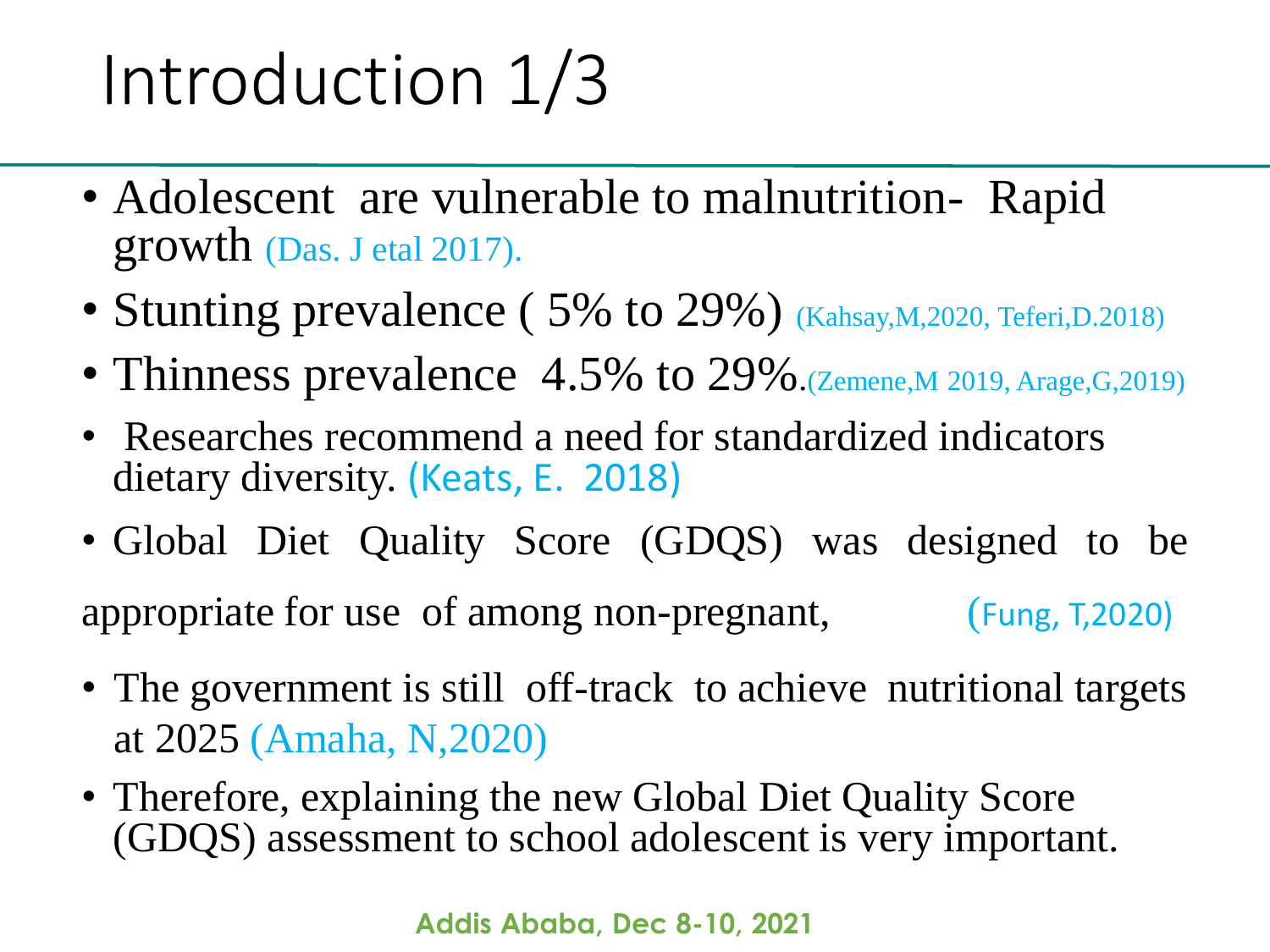# Introduction 1/3

- Adolescent are vulnerable to malnutrition- Rapid growth (Das. J etal 2017).
- Stunting prevalence ( 5% to 29%) (Kahsay,M,2020, Teferi,D.2018)
- Thinness prevalence 4.5% to 29%.(Zemene,M 2019, Arage,G,2019)
- Researches recommend a need for standardized indicators dietary diversity. (Keats, E. 2018)
- Global Diet Quality Score (GDQS) was designed to be appropriate for use of among non-pregnant, (Fung, T,2020)
- The government is still off-track to achieve nutritional targets at 2025 (Amaha, N,2020)
- Therefore, explaining the new Global Diet Quality Score (GDQS) assessment to school adolescent is very important.

Addis Ababa, Dec 8-10, 2021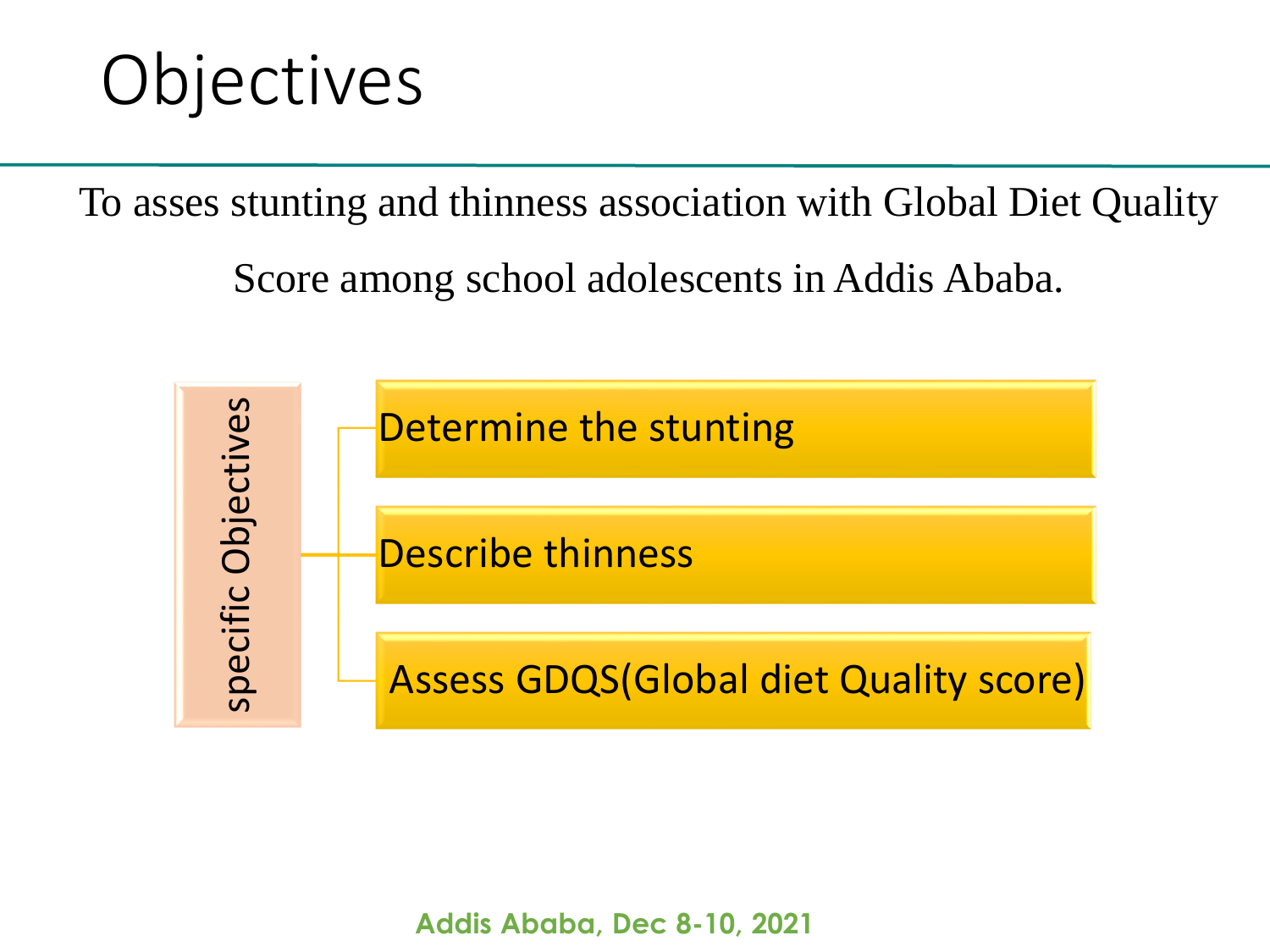# Objectives

To asses stunting and thinness association with Global Diet Quality Score among school adolescents in Addis Ababa.

**specific Objectives**

- Determine the stunting
- Describe thinness
- Assess GDQS(Global diet Quality score)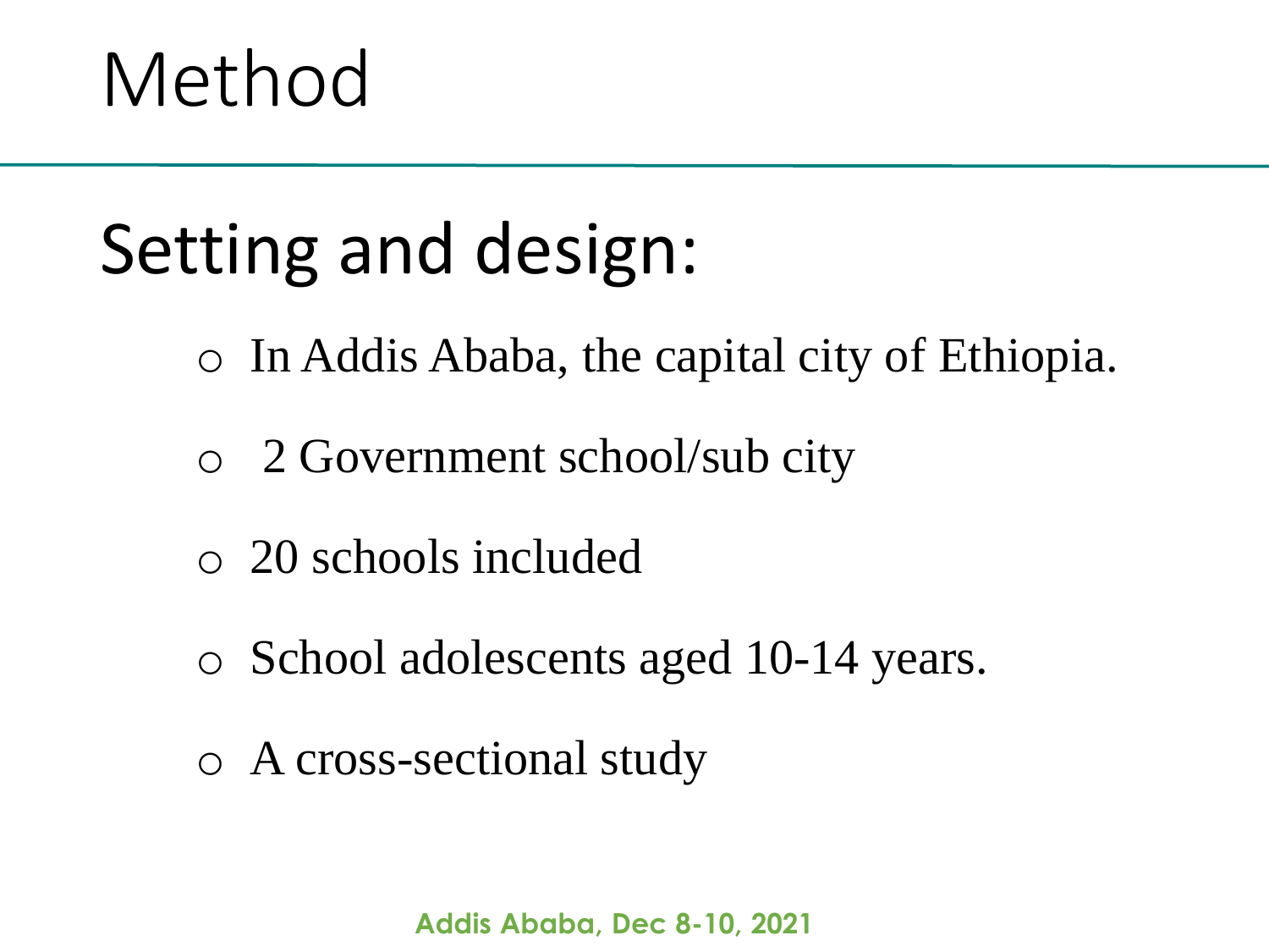# Method

## Setting and design:

- In Addis Ababa, the capital city of Ethiopia.
- 2 Government school/sub city
- 20 schools included
- School adolescents aged 10-14 years.
- A cross-sectional study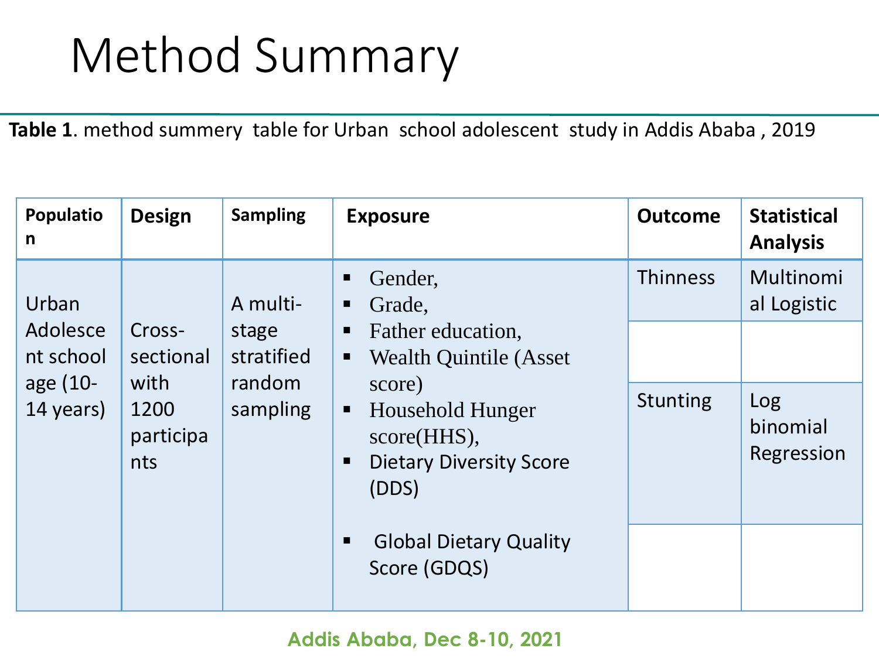# Method Summary

**Table 1**. method summery table for Urban school adolescent study in Addis Ababa , 2019

| Population | Design | Sampling | Exposure | Outcome | Statistical Analysis |
|---|---|---|---|---|---|
| Urban Adolescent school age (10-14 years) | Cross-sectional with 1200 participants | A multi-stage stratified random sampling | ▪ Gender,<br>▪ Grade,<br>▪ Father education,<br>▪ Wealth Quintile (Asset score)<br>▪ Household Hunger score(HHS),<br>▪ Dietary Diversity Score (DDS)<br>▪ Global Dietary Quality Score (GDQS) | Thinness | Multinomial Logistic |
| | | | | | |
| | | | | Stunting | Log binomial Regression |
| | | | | | |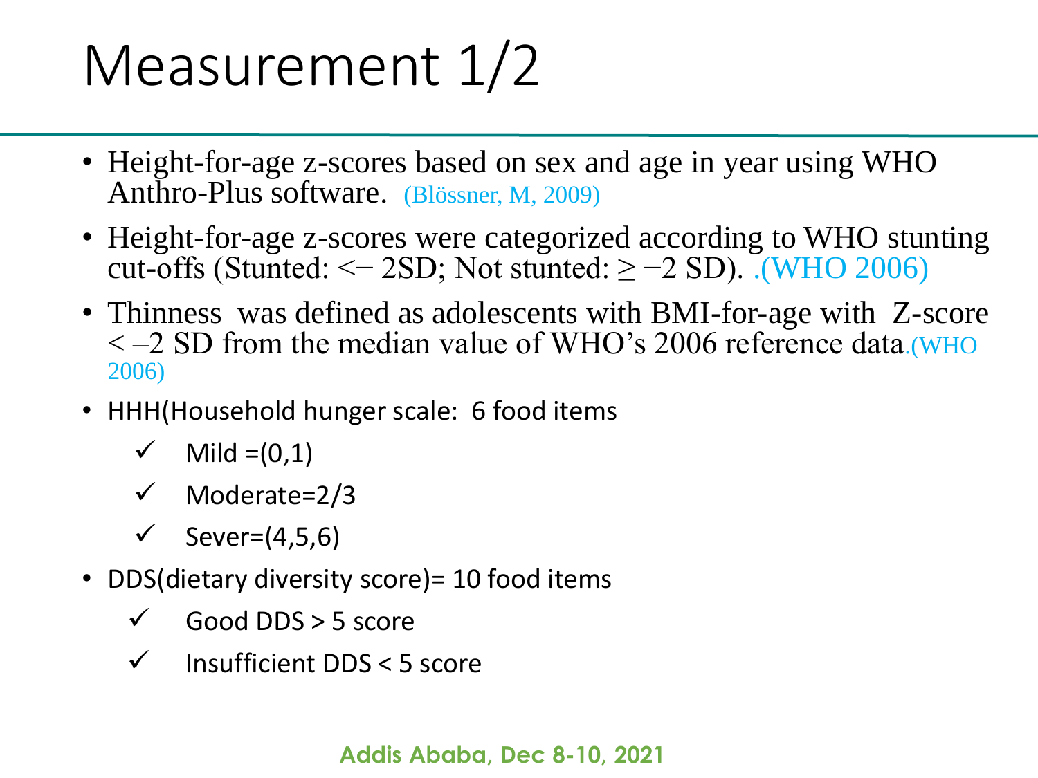# Measurement 1/2

- Height-for-age z-scores based on sex and age in year using WHO Anthro-Plus software. (Blössner, M, 2009)
- Height-for-age z-scores were categorized according to WHO stunting cut-offs (Stunted: $<-2$SD; Not stunted: $\geq -2$ SD). .(WHO 2006)
- Thinness was defined as adolescents with BMI-for-age with Z-score $< -2$ SD from the median value of WHO's 2006 reference data.(WHO 2006)
- HHH(Household hunger scale: 6 food items
  - ✓ Mild =(0,1)
  - ✓ Moderate=2/3
  - ✓ Sever=(4,5,6)
- DDS(dietary diversity score)= 10 food items
  - ✓ Good DDS > 5 score
  - ✓ Insufficient DDS < 5 score

Addis Ababa, Dec 8-10, 2021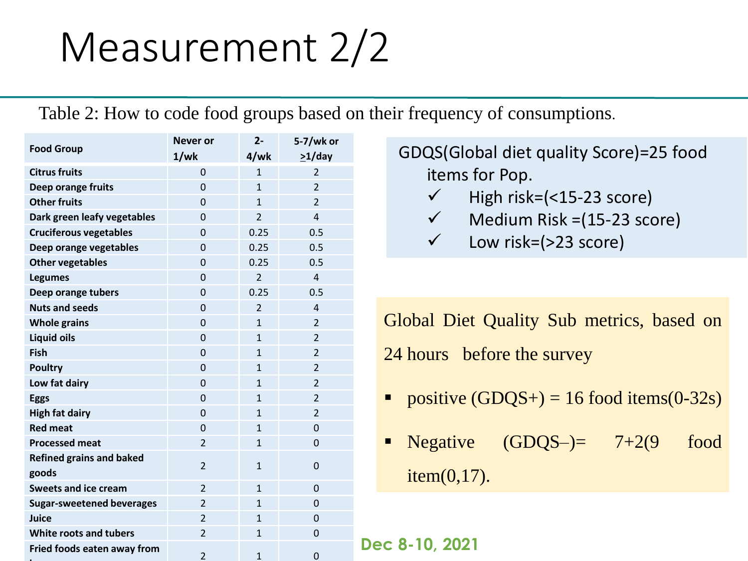# Measurement 2/2

Table 2: How to code food groups based on their frequency of consumptions.

| Food Group | Never or 1/wk | 2-4/wk | 5-7/wk or ≥1/day |
|---|---|---|---|
| Citrus fruits | 0 | 1 | 2 |
| Deep orange fruits | 0 | 1 | 2 |
| Other fruits | 0 | 1 | 2 |
| Dark green leafy vegetables | 0 | 2 | 4 |
| Cruciferous vegetables | 0 | 0.25 | 0.5 |
| Deep orange vegetables | 0 | 0.25 | 0.5 |
| Other vegetables | 0 | 0.25 | 0.5 |
| Legumes | 0 | 2 | 4 |
| Deep orange tubers | 0 | 0.25 | 0.5 |
| Nuts and seeds | 0 | 2 | 4 |
| Whole grains | 0 | 1 | 2 |
| Liquid oils | 0 | 1 | 2 |
| Fish | 0 | 1 | 2 |
| Poultry | 0 | 1 | 2 |
| Low fat dairy | 0 | 1 | 2 |
| Eggs | 0 | 1 | 2 |
| High fat dairy | 0 | 1 | 2 |
| Red meat | 0 | 1 | 0 |
| Processed meat | 2 | 1 | 0 |
| Refined grains and baked goods | 2 | 1 | 0 |
| Sweets and ice cream | 2 | 1 | 0 |
| Sugar-sweetened beverages | 2 | 1 | 0 |
| Juice | 2 | 1 | 0 |
| White roots and tubers | 2 | 1 | 0 |
| Fried foods eaten away from h... | 2 | 1 | 0 |

GDQS(Global diet quality Score)=25 food items for Pop.

- ✓ High risk=(<15-23 score)
- ✓ Medium Risk =(15-23 score)
- ✓ Low risk=(>23 score)

Global Diet Quality Sub metrics, based on 24 hours before the survey

- positive (GDQS+) = 16 food items(0-32s)
- Negative (GDQS–)= 7+2(9 food item(0,17).

Dec 8-10, 2021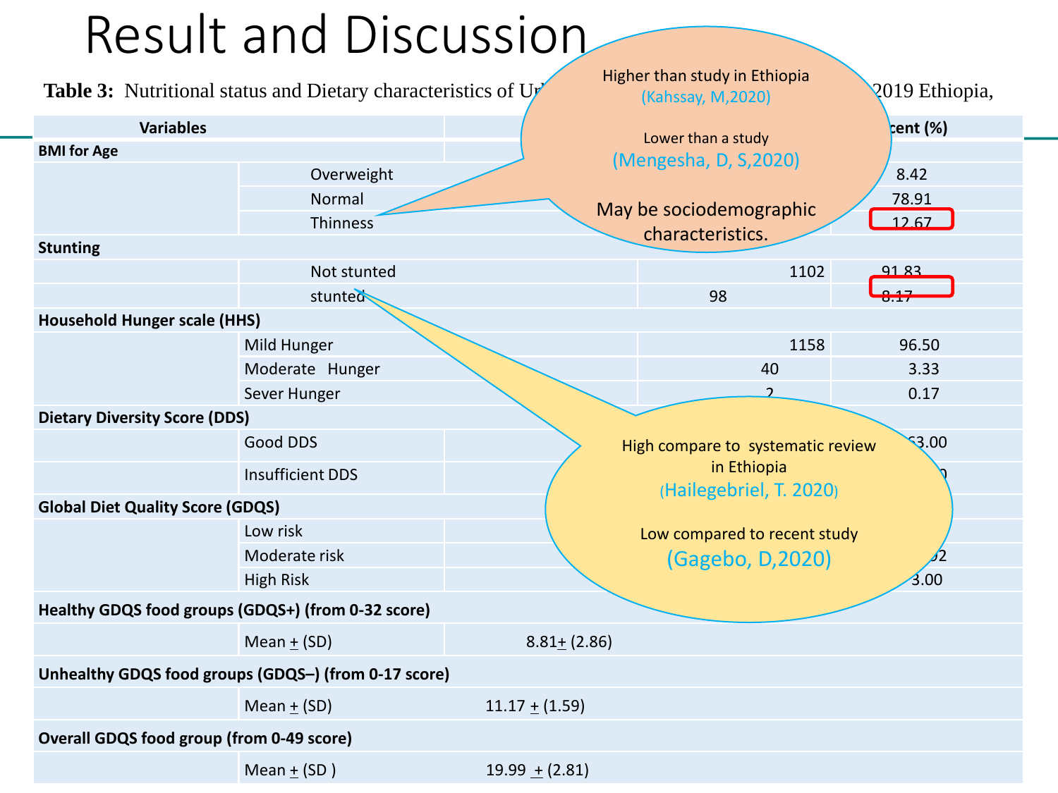# Result and Discussion

**Table 3:** Nutritional status and Dietary characteristics of Ur… 2019 Ethiopia,

| Variables | | | | Percent (%) |
|---|---|---|---|---|
| **BMI for Age** | | | | |
| | Overweight | | | 8.42 |
| | Normal | | | 78.91 |
| | Thinness | | | 12.67 |
| **Stunting** | | | | |
| | Not stunted | | 1102 | 91.83 |
| | stunted | | 98 | 8.17 |
| **Household Hunger scale (HHS)** | | | | |
| | Mild Hunger | | 1158 | 96.50 |
| | Moderate Hunger | | 40 | 3.33 |
| | Sever Hunger | | 2 | 0.17 |
| **Dietary Diversity Score (DDS)** | | | | |
| | Good DDS | | | 63.00 |
| | Insufficient DDS | | | |
| **Global Diet Quality Score (GDQS)** | | | | |
| | Low risk | | | |
| | Moderate risk | | | …92 |
| | High Risk | | | 3.00 |
| **Healthy GDQS food groups (GDQS+) (from 0-32 score)** | | | | |
| | Mean ± (SD) | 8.81± (2.86) | | |
| **Unhealthy GDQS food groups (GDQS–) (from 0-17 score)** | | | | |
| | Mean ± (SD) | 11.17 ± (1.59) | | |
| **Overall GDQS food group (from 0-49 score)** | | | | |
| | Mean ± (SD ) | 19.99 ± (2.81) | | |

Higher than study in Ethiopia (Kahssay, M,2020)

Lower than a study (Mengesha, D, S,2020)

May be sociodemographic characteristics.

High compare to systematic review in Ethiopia (Hailegebriel, T. 2020)

Low compared to recent study (Gagebo, D,2020)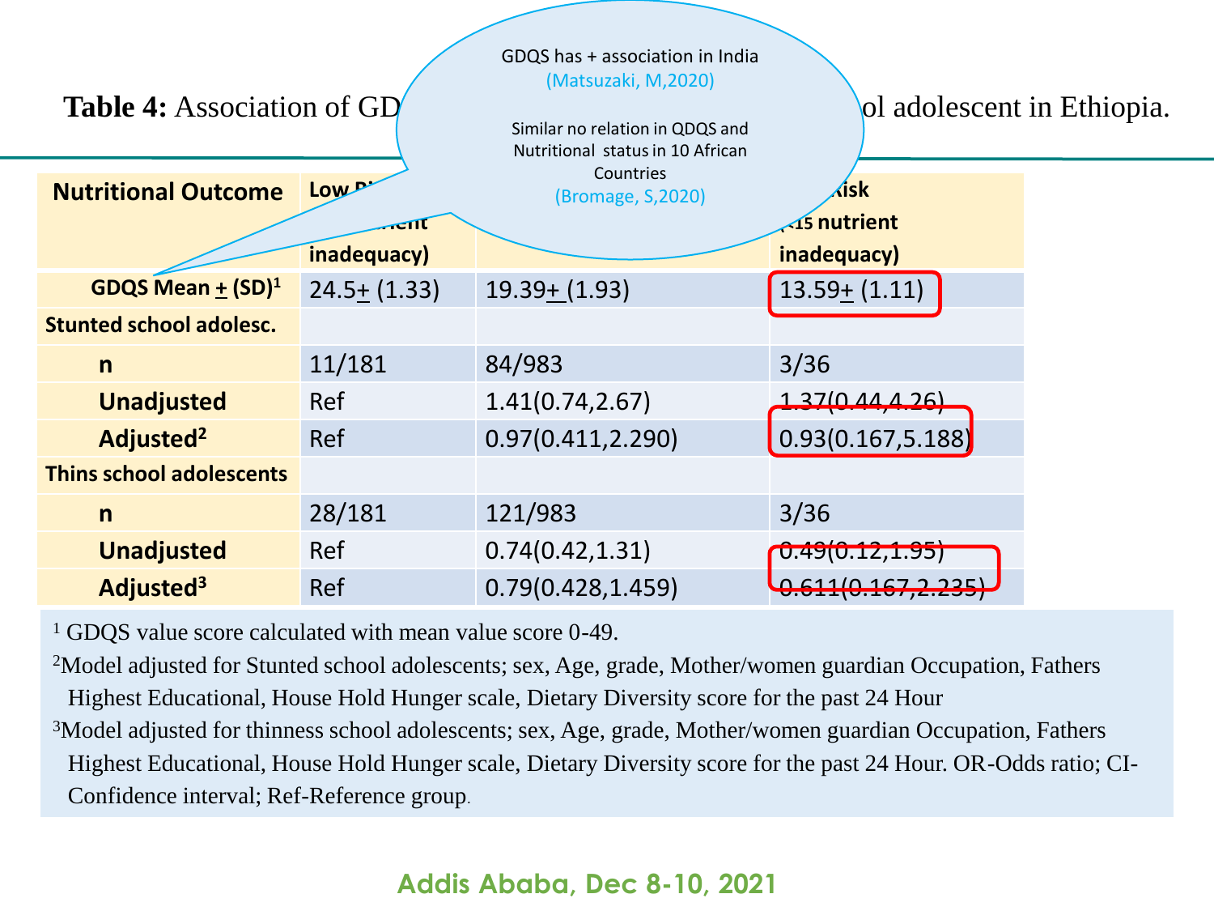**Table 4:** Association of GD... ...ol adolescent in Ethiopia.

GDQS has + association in India (Matsuzaki, M,2020)

Similar no relation in QDQS and Nutritional status in 10 African Countries (Bromage, S,2020)

| Nutritional Outcome | Low Ri... ...ient inadequacy) | | ...Risk (<15 nutrient inadequacy) |
|---|---|---|---|
| GDQS Mean ± (SD)[1] | 24.5± (1.33) | 19.39± (1.93) | 13.59± (1.11) |
| Stunted school adolesc. | | | |
| n | 11/181 | 84/983 | 3/36 |
| Unadjusted | Ref | 1.41(0.74,2.67) | 1.37(0.44,4.26) |
| Adjusted[2] | Ref | 0.97(0.411,2.290) | 0.93(0.167,5.188) |
| Thins school adolescents | | | |
| n | 28/181 | 121/983 | 3/36 |
| Unadjusted | Ref | 0.74(0.42,1.31) | 0.49(0.12,1.95) |
| Adjusted[3] | Ref | 0.79(0.428,1.459) | 0.611(0.167,2.235) |

[1] GDQS value score calculated with mean value score 0-49.

[2]Model adjusted for Stunted school adolescents; sex, Age, grade, Mother/women guardian Occupation, Fathers Highest Educational, House Hold Hunger scale, Dietary Diversity score for the past 24 Hour

[3]Model adjusted for thinness school adolescents; sex, Age, grade, Mother/women guardian Occupation, Fathers Highest Educational, House Hold Hunger scale, Dietary Diversity score for the past 24 Hour. OR-Odds ratio; CI-Confidence interval; Ref-Reference group.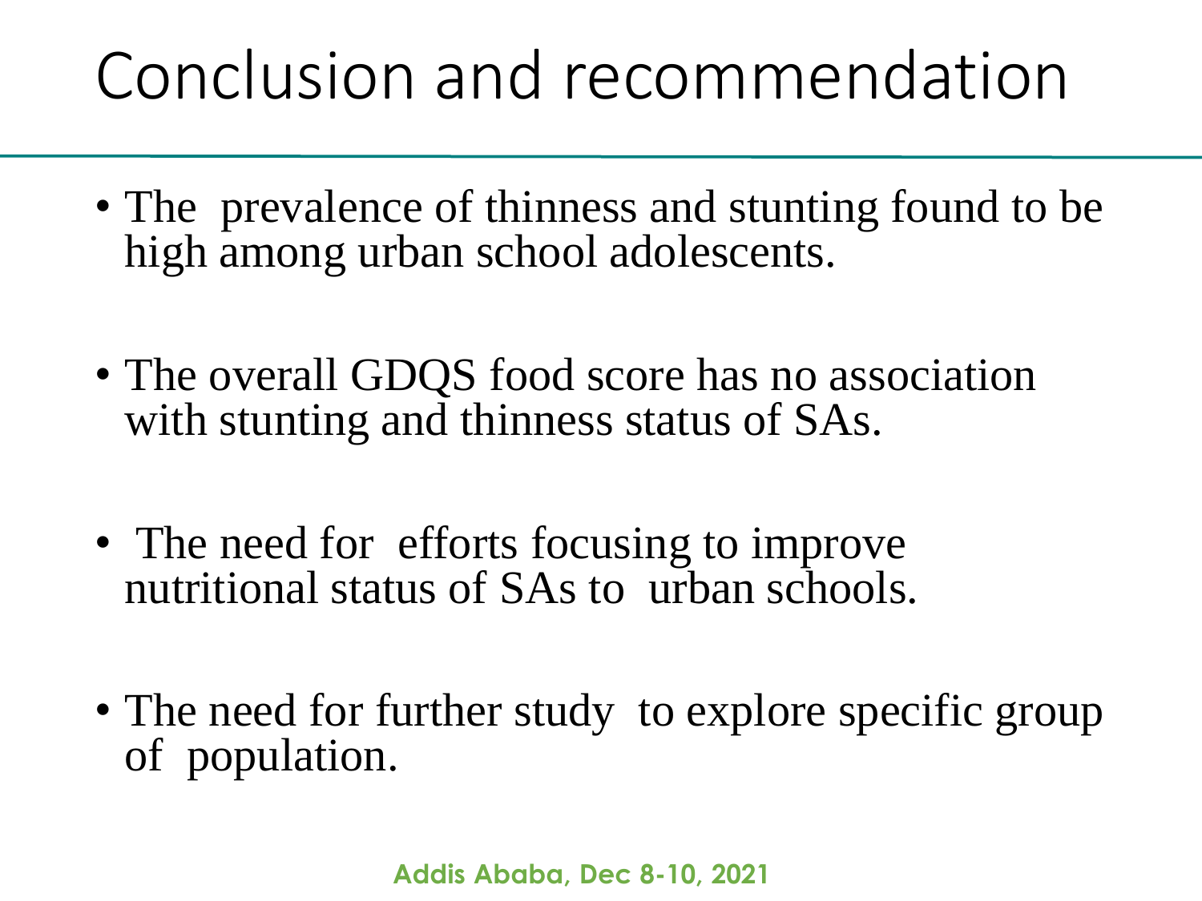# Conclusion and recommendation

- The prevalence of thinness and stunting found to be high among urban school adolescents.
- The overall GDQS food score has no association with stunting and thinness status of SAs.
- The need for efforts focusing to improve nutritional status of SAs to urban schools.
- The need for further study to explore specific group of population.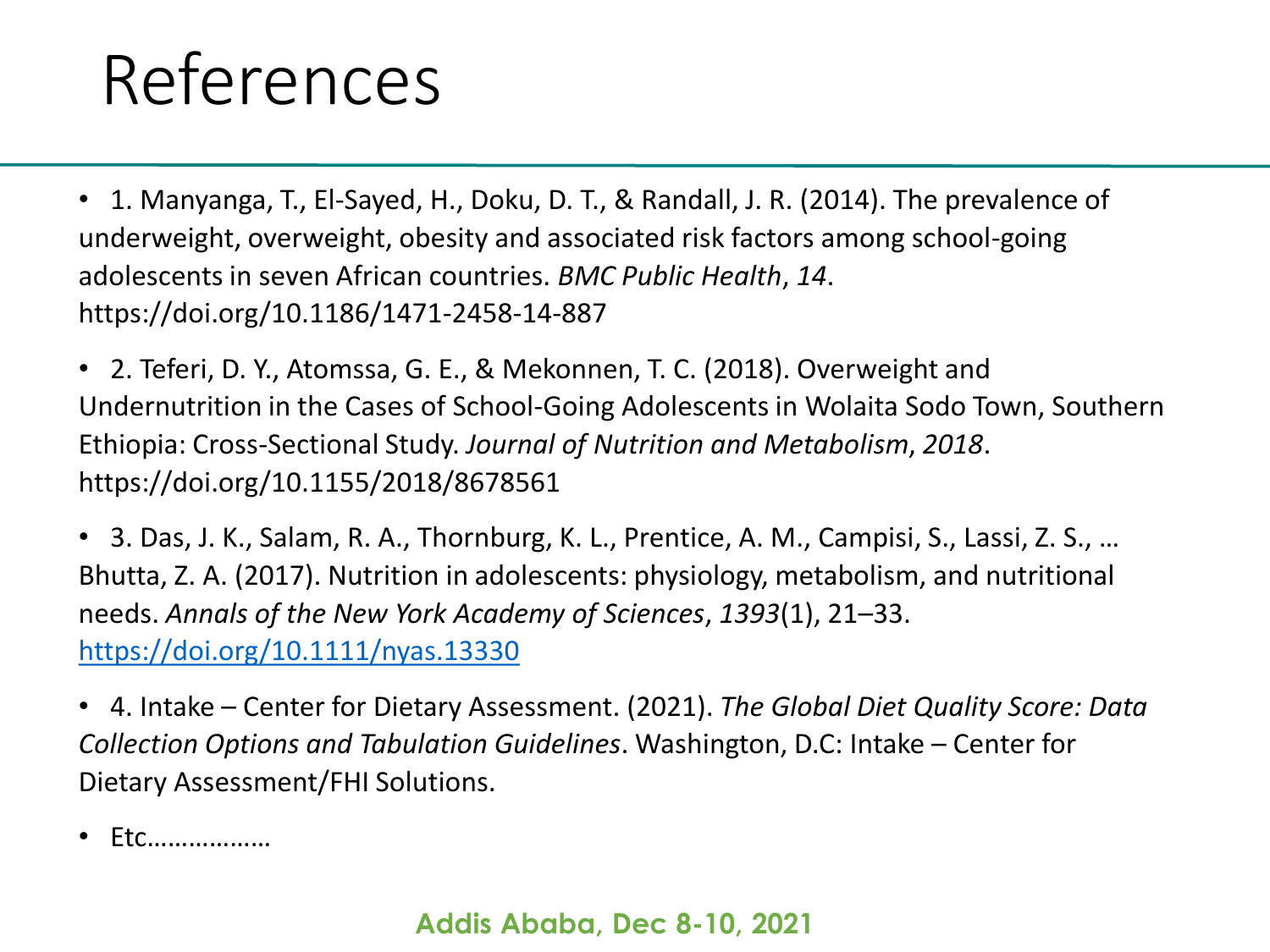# References

- 1. Manyanga, T., El-Sayed, H., Doku, D. T., & Randall, J. R. (2014). The prevalence of underweight, overweight, obesity and associated risk factors among school-going adolescents in seven African countries. *BMC Public Health*, *14*. https://doi.org/10.1186/1471-2458-14-887
- 2. Teferi, D. Y., Atomssa, G. E., & Mekonnen, T. C. (2018). Overweight and Undernutrition in the Cases of School-Going Adolescents in Wolaita Sodo Town, Southern Ethiopia: Cross-Sectional Study. *Journal of Nutrition and Metabolism*, *2018*. https://doi.org/10.1155/2018/8678561
- 3. Das, J. K., Salam, R. A., Thornburg, K. L., Prentice, A. M., Campisi, S., Lassi, Z. S., … Bhutta, Z. A. (2017). Nutrition in adolescents: physiology, metabolism, and nutritional needs. *Annals of the New York Academy of Sciences*, *1393*(1), 21–33. https://doi.org/10.1111/nyas.13330
- 4. Intake – Center for Dietary Assessment. (2021). *The Global Diet Quality Score: Data Collection Options and Tabulation Guidelines*. Washington, D.C: Intake – Center for Dietary Assessment/FHI Solutions.
- Etc………………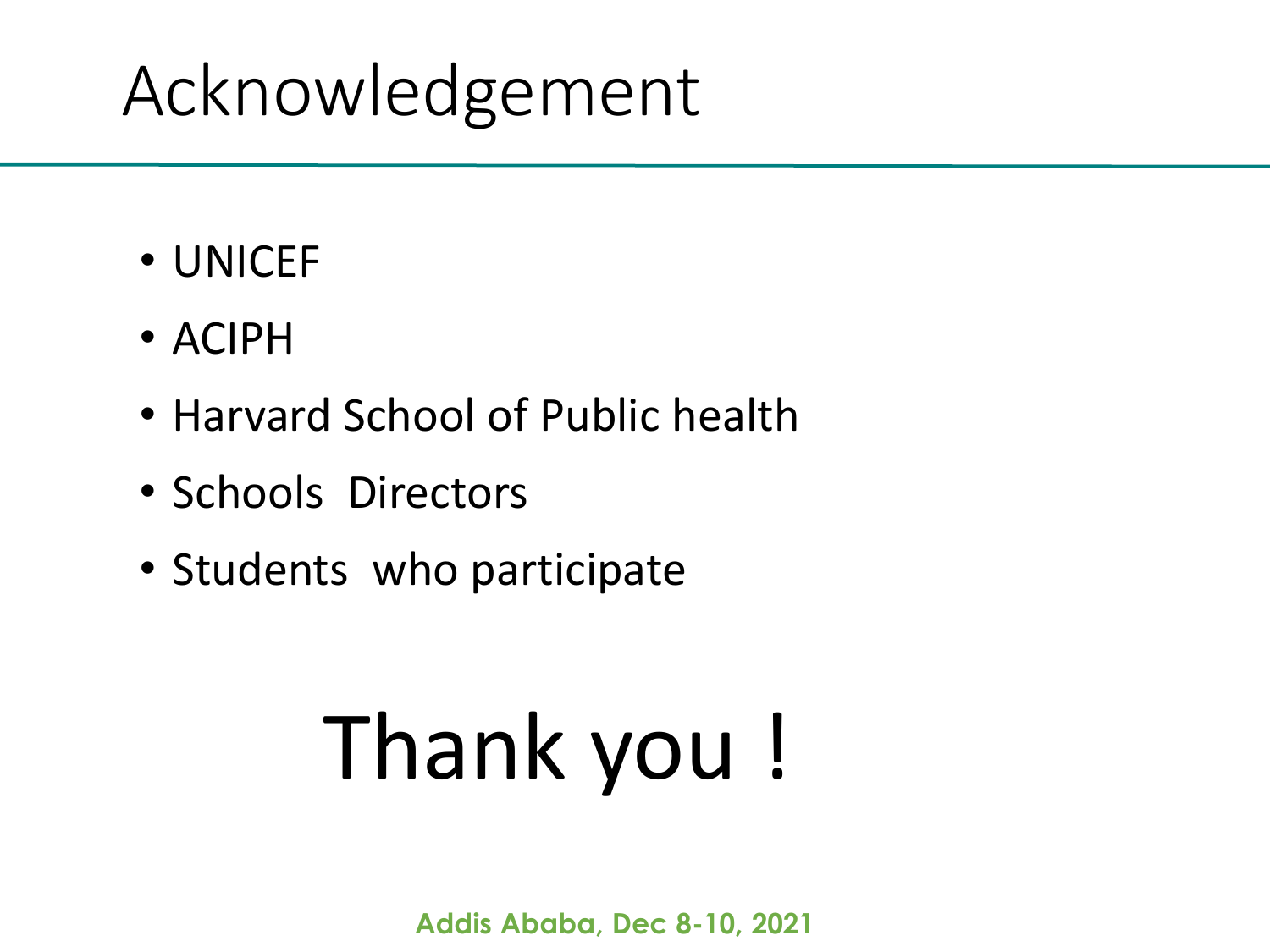# Acknowledgement

- UNICEF
- ACIPH
- Harvard School of Public health
- Schools Directors
- Students who participate

# Thank you !

**Addis Ababa, Dec 8-10, 2021**